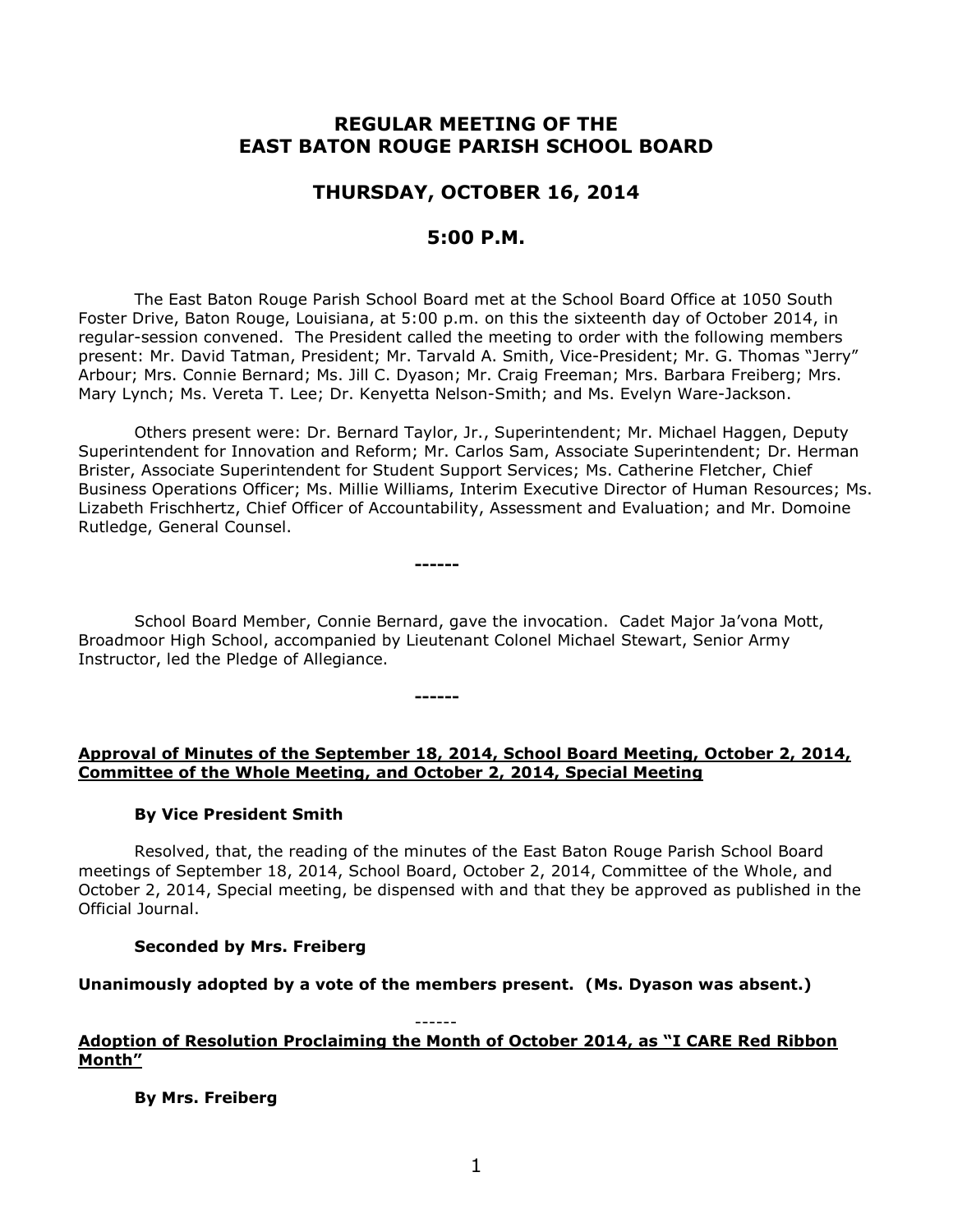# REGULAR MEETING OF THE EAST BATON ROUGE PARISH SCHOOL BOARD

## THURSDAY, OCTOBER 16, 2014

## 5:00 P.M.

The East Baton Rouge Parish School Board met at the School Board Office at 1050 South Foster Drive, Baton Rouge, Louisiana, at 5:00 p.m. on this the sixteenth day of October 2014, in regular-session convened. The President called the meeting to order with the following members present: Mr. David Tatman, President; Mr. Tarvald A. Smith, Vice-President; Mr. G. Thomas "Jerry" Arbour; Mrs. Connie Bernard; Ms. Jill C. Dyason; Mr. Craig Freeman; Mrs. Barbara Freiberg; Mrs. Mary Lynch; Ms. Vereta T. Lee; Dr. Kenyetta Nelson-Smith; and Ms. Evelyn Ware-Jackson.

Others present were: Dr. Bernard Taylor, Jr., Superintendent; Mr. Michael Haggen, Deputy Superintendent for Innovation and Reform; Mr. Carlos Sam, Associate Superintendent; Dr. Herman Brister, Associate Superintendent for Student Support Services; Ms. Catherine Fletcher, Chief Business Operations Officer; Ms. Millie Williams, Interim Executive Director of Human Resources; Ms. Lizabeth Frischhertz, Chief Officer of Accountability, Assessment and Evaluation; and Mr. Domoine Rutledge, General Counsel.

------

School Board Member, Connie Bernard, gave the invocation. Cadet Major Ja'vona Mott, Broadmoor High School, accompanied by Lieutenant Colonel Michael Stewart, Senior Army Instructor, led the Pledge of Allegiance.

------

**Approval of Minutes of the September 18, 2014, School Board Meeting, October 2, 2014, Committee of the Whole Meeting, and October 2, 2014, Special Meeting**

**By Vice President Smith**

Resolved, that, the reading of the minutes of the East Baton Rouge Parish School Board meetings of September 18, 2014, School Board, October 2, 2014, Committee of the Whole, and October 2, 2014, Special meeting, be dispensed with and that they be approved as published in the Official Journal.

**Seconded by Mrs. Freiberg**

**Unanimously adopted by a vote of the members present. (Ms. Dyason was absent.)**

------

**Adoption of Resolution Proclaiming the Month of October 2014, as "I CARE Red Ribbon Month"**

**By Mrs. Freiberg**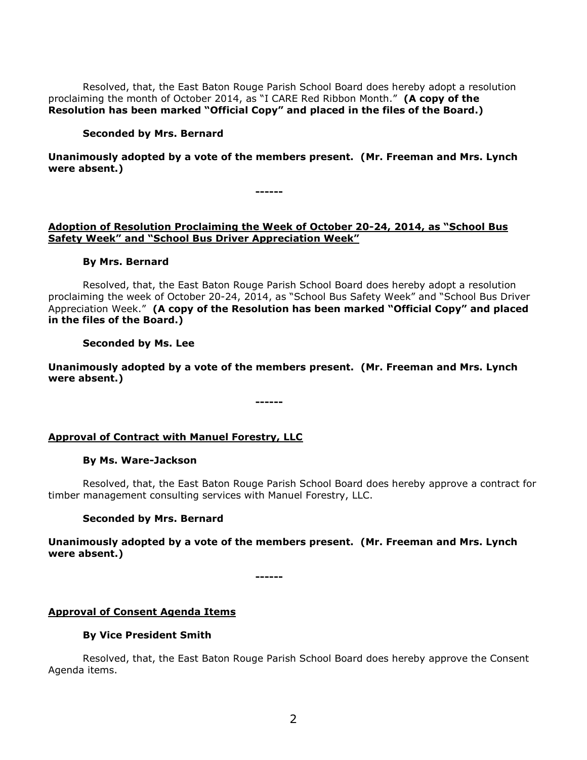Resolved, that, the East Baton Rouge Parish School Board does hereby adopt a resolution proclaiming the month of October 2014, as "I CARE Red Ribbon Month." **(A copy of the Resolution has been marked "Official Copy" and placed in the files of the Board.)**

**Seconded by Mrs. Bernard**

**Unanimously adopted by a vote of the members present. (Mr. Freeman and Mrs. Lynch were absent.)**

**------**

**Adoption of Resolution Proclaiming the Week of October 20-24, 2014, as "School Bus Safety Week" and "School Bus Driver Appreciation Week"**

**By Mrs. Bernard**

Resolved, that, the East Baton Rouge Parish School Board does hereby adopt a resolution proclaiming the week of October 20-24, 2014, as "School Bus Safety Week" and "School Bus Driver Appreciation Week." **(A copy of the Resolution has been marked "Official Copy" and placed in the files of the Board.)**

**Seconded by Ms. Lee**

**Unanimously adopted by a vote of the members present. (Mr. Freeman and Mrs. Lynch were absent.)**

**------**

**Approval of Contract with Manuel Forestry, LLC**

**By Ms. Ware-Jackson**

Resolved, that, the East Baton Rouge Parish School Board does hereby approve a contract for timber management consulting services with Manuel Forestry, LLC.

**Seconded by Mrs. Bernard**

**Unanimously adopted by a vote of the members present. (Mr. Freeman and Mrs. Lynch were absent.)**

**------**

**Approval of Consent Agenda Items**

**By Vice President Smith**

Resolved, that, the East Baton Rouge Parish School Board does hereby approve the Consent Agenda items.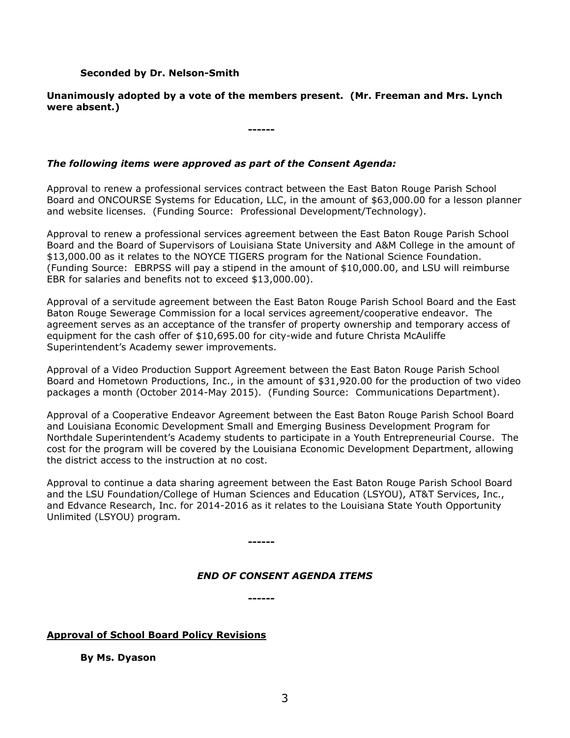**Seconded by Dr. Nelson-Smith**

**Unanimously adopted by a vote of the members present. (Mr. Freeman and Mrs. Lynch were absent.)**

**------**

***The following items were approved as part of the Consent Agenda:***

Approval to renew a professional services contract between the East Baton Rouge Parish School Board and ONCOURSE Systems for Education, LLC, in the amount of $63,000.00 for a lesson planner and website licenses. (Funding Source: Professional Development/Technology).

Approval to renew a professional services agreement between the East Baton Rouge Parish School Board and the Board of Supervisors of Louisiana State University and A&M College in the amount of $13,000.00 as it relates to the NOYCE TIGERS program for the National Science Foundation. (Funding Source: EBRPSS will pay a stipend in the amount of $10,000.00, and LSU will reimburse EBR for salaries and benefits not to exceed $13,000.00).

Approval of a servitude agreement between the East Baton Rouge Parish School Board and the East Baton Rouge Sewerage Commission for a local services agreement/cooperative endeavor. The agreement serves as an acceptance of the transfer of property ownership and temporary access of equipment for the cash offer of $10,695.00 for city-wide and future Christa McAuliffe Superintendent's Academy sewer improvements.

Approval of a Video Production Support Agreement between the East Baton Rouge Parish School Board and Hometown Productions, Inc., in the amount of $31,920.00 for the production of two video packages a month (October 2014-May 2015). (Funding Source: Communications Department).

Approval of a Cooperative Endeavor Agreement between the East Baton Rouge Parish School Board and Louisiana Economic Development Small and Emerging Business Development Program for Northdale Superintendent's Academy students to participate in a Youth Entrepreneurial Course. The cost for the program will be covered by the Louisiana Economic Development Department, allowing the district access to the instruction at no cost.

Approval to continue a data sharing agreement between the East Baton Rouge Parish School Board and the LSU Foundation/College of Human Sciences and Education (LSYOU), AT&T Services, Inc., and Edvance Research, Inc. for 2014-2016 as it relates to the Louisiana State Youth Opportunity Unlimited (LSYOU) program.

**------**

***END OF CONSENT AGENDA ITEMS***

**------**

**Approval of School Board Policy Revisions**

**By Ms. Dyason**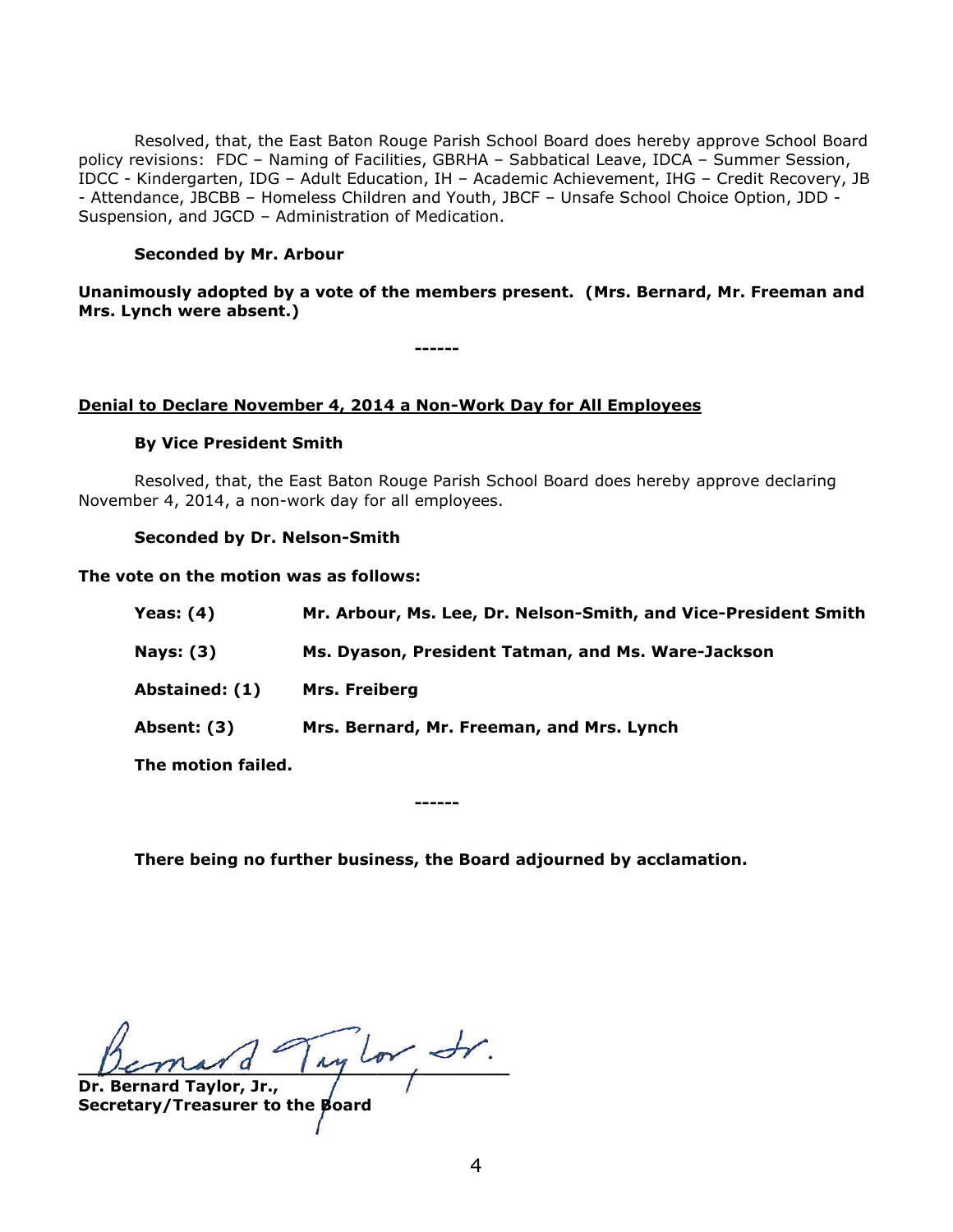Resolved, that, the East Baton Rouge Parish School Board does hereby approve School Board policy revisions: FDC – Naming of Facilities, GBRHA – Sabbatical Leave, IDCA – Summer Session, IDCC - Kindergarten, IDG – Adult Education, IH – Academic Achievement, IHG – Credit Recovery, JB - Attendance, JBCBB – Homeless Children and Youth, JBCF – Unsafe School Choice Option, JDD - Suspension, and JGCD – Administration of Medication.

**Seconded by Mr. Arbour**

**Unanimously adopted by a vote of the members present. (Mrs. Bernard, Mr. Freeman and Mrs. Lynch were absent.)**

------

**Denial to Declare November 4, 2014 a Non-Work Day for All Employees**

**By Vice President Smith**

Resolved, that, the East Baton Rouge Parish School Board does hereby approve declaring November 4, 2014, a non-work day for all employees.

**Seconded by Dr. Nelson-Smith**

**The vote on the motion was as follows:**

| | |
|---|---|
| **Yeas: (4)** | **Mr. Arbour, Ms. Lee, Dr. Nelson-Smith, and Vice-President Smith** |
| **Nays: (3)** | **Ms. Dyason, President Tatman, and Ms. Ware-Jackson** |
| **Abstained: (1)** | **Mrs. Freiberg** |
| **Absent: (3)** | **Mrs. Bernard, Mr. Freeman, and Mrs. Lynch** |

**The motion failed.**

------

**There being no further business, the Board adjourned by acclamation.**

Bernard Taylor, Jr.

**Dr. Bernard Taylor, Jr.,**
**Secretary/Treasurer to the Board**